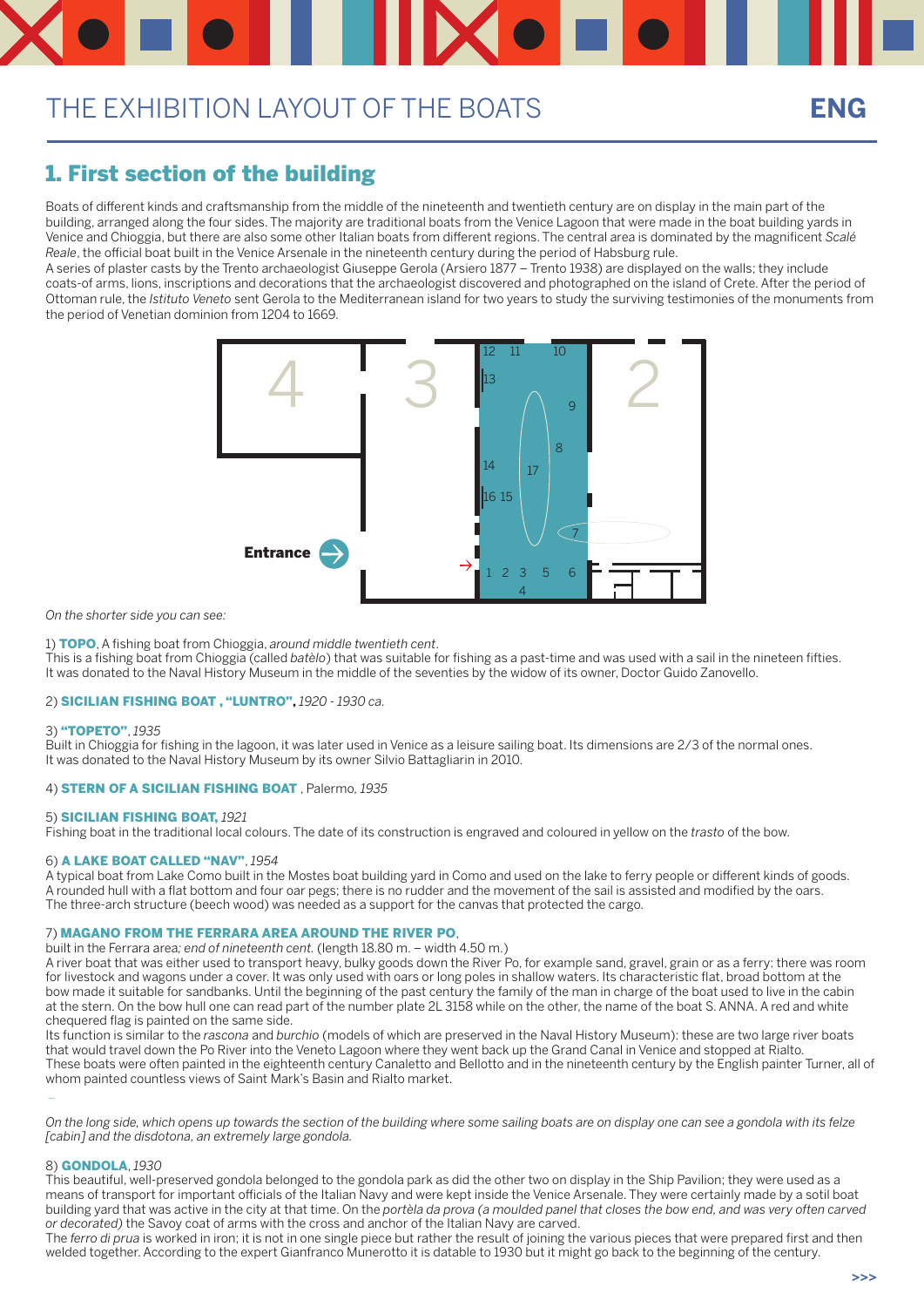# THE EXHIBITION LAYOUT OF THE BOATS

**ENG**

## 1. First section of the building

Boats of different kinds and craftsmanship from the middle of the nineteenth and twentieth century are on display in the main part of the building, arranged along the four sides. The majority are traditional boats from the Venice Lagoon that were made in the boat building yards in Venice and Chioggia, but there are also some other Italian boats from different regions. The central area is dominated by the magnificent *Scalé Reale*, the official boat built in the Venice Arsenale in the nineteenth century during the period of Habsburg rule.
A series of plaster casts by the Trento archaeologist Giuseppe Gerola (Arsiero 1877 – Trento 1938) are displayed on the walls; they include coats-of arms, lions, inscriptions and decorations that the archaeologist discovered and photographed on the island of Crete. After the period of Ottoman rule, the *Istituto Veneto* sent Gerola to the Mediterranean island for two years to study the surviving testimonies of the monuments from the period of Venetian dominion from 1204 to 1669.

*On the shorter side you can see:*

1) **TOPO**, A fishing boat from Chioggia, *around middle twentieth cent*.
This is a fishing boat from Chioggia (called *batèlo*) that was suitable for fishing as a past-time and was used with a sail in the nineteen fifties. It was donated to the Naval History Museum in the middle of the seventies by the widow of its owner, Doctor Guido Zanovello.

2) **SICILIAN FISHING BOAT , "LUNTRO",** *1920 - 1930 ca.*

3) **"TOPETO"**, *1935*
Built in Chioggia for fishing in the lagoon, it was later used in Venice as a leisure sailing boat. Its dimensions are 2/3 of the normal ones. It was donated to the Naval History Museum by its owner Silvio Battagliarin in 2010.

4) **STERN OF A SICILIAN FISHING BOAT** , Palermo, *1935*

5) **SICILIAN FISHING BOAT,** *1921*
Fishing boat in the traditional local colours. The date of its construction is engraved and coloured in yellow on the *trasto* of the bow.

6) **A LAKE BOAT CALLED "NAV"**, *1954*
A typical boat from Lake Como built in the Mostes boat building yard in Como and used on the lake to ferry people or different kinds of goods. A rounded hull with a flat bottom and four oar pegs; there is no rudder and the movement of the sail is assisted and modified by the oars. The three-arch structure (beech wood) was needed as a support for the canvas that protected the cargo.

7) **MAGANO FROM THE FERRARA AREA AROUND THE RIVER PO**,
built in the Ferrara area*; end of nineteenth cent.* (length 18.80 m. – width 4.50 m.)
A river boat that was either used to transport heavy, bulky goods down the River Po, for example sand, gravel, grain or as a ferry: there was room for livestock and wagons under a cover. It was only used with oars or long poles in shallow waters. Its characteristic flat, broad bottom at the bow made it suitable for sandbanks. Until the beginning of the past century the family of the man in charge of the boat used to live in the cabin at the stern. On the bow hull one can read part of the number plate 2L 3158 while on the other, the name of the boat S. ANNA. A red and white chequered flag is painted on the same side.
Its function is similar to the *rascona* and *burchio* (models of which are preserved in the Naval History Museum): these are two large river boats that would travel down the Po River into the Veneto Lagoon where they went back up the Grand Canal in Venice and stopped at Rialto. These boats were often painted in the eighteenth century Canaletto and Bellotto and in the nineteenth century by the English painter Turner, all of whom painted countless views of Saint Mark's Basin and Rialto market.

*On the long side, which opens up towards the section of the building where some sailing boats are on display one can see a gondola with its felze [cabin] and the disdotona, an extremely large gondola.*

8) **GONDOLA**, *1930*
This beautiful, well-preserved gondola belonged to the gondola park as did the other two on display in the Ship Pavilion; they were used as a means of transport for important officials of the Italian Navy and were kept inside the Venice Arsenale. They were certainly made by a sotil boat building yard that was active in the city at that time. On the *portèla da prova (a moulded panel that closes the bow end, and was very often carved or decorated)* the Savoy coat of arms with the cross and anchor of the Italian Navy are carved.
The *ferro di prua* is worked in iron; it is not in one single piece but rather the result of joining the various pieces that were prepared first and then welded together. According to the expert Gianfranco Munerotto it is datable to 1930 but it might go back to the beginning of the century.

>>>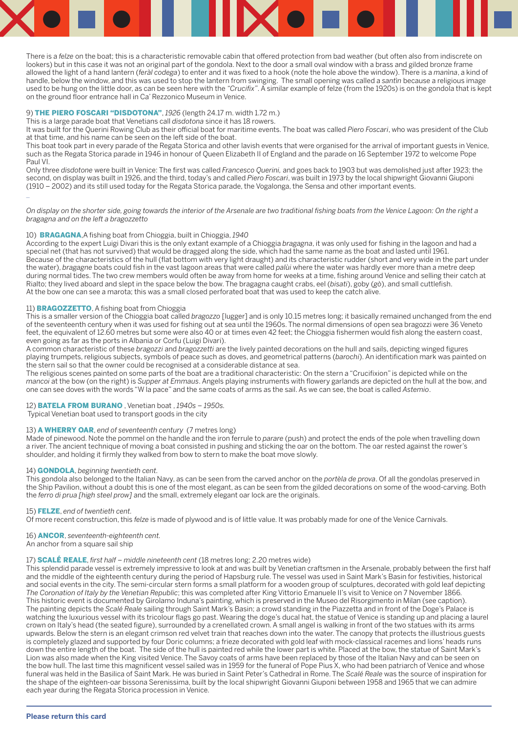There is a *felze* on the boat; this is a characteristic removable cabin that offered protection from bad weather (but often also from indiscrete on lookers) but in this case it was not an original part of the gondola. Next to the door a small oval window with a brass and gilded bronze frame allowed the light of a hand lantern (*feràl codega*) to enter and it was fixed to a hook (note the hole above the window). There is a *manìna*, a kind of handle, below the window, and this was used to stop the lantern from swinging. The small opening was called a *santin* because a religious image used to be hung on the little door, as can be seen here with the *"Crucifix"*. A similar example of felze (from the 1920s) is on the gondola that is kept on the ground floor entrance hall in Ca' Rezzonico Museum in Venice.

9) **THE PIERO FOSCARI "DISDOTONA"**, *1926* (length 24.17 m. width 1.72 m.)
This is a large parade boat that Venetians call *disdotona* since it has 18 rowers.
It was built for the Querini Rowing Club as their official boat for maritime events. The boat was called *Piero Foscari*, who was president of the Club at that time, and his name can be seen on the left side of the boat.
This boat took part in every parade of the Regata Storica and other lavish events that were organised for the arrival of important guests in Venice, such as the Regata Storica parade in 1946 in honour of Queen Elizabeth II of England and the parade on 16 September 1972 to welcome Pope Paul VI.
Only three *disdotone* were built in Venice: The first was called *Francesco Querini,* and goes back to 1903 but was demolished just after 1923; the second, on display was built in 1926, and the third, today's and called *Piero Foscari*, was built in 1973 by the local shipwright Giovanni Giuponi (1910 – 2002) and its still used today for the Regata Storica parade, the Vogalonga, the Sensa and other important events.

–

*On display on the shorter side, going towards the interior of the Arsenale are two traditional fishing boats from the Venice Lagoon: On the right a bragagna and on the left a bragozzetto*

10) **BRAGAGNA**,A fishing boat from Chioggia, built in Chioggia, *1940*
According to the expert Luigi Divari this is the only extant example of a Chioggia *bragagna*, it was only used for fishing in the lagoon and had a special net (that has not survived) that would be dragged along the side, which had the same name as the boat and lasted until 1961.
Because of the characteristics of the hull (flat bottom with very light draught) and its characteristic rudder (short and very wide in the part under the water), *bragagne* boats could fish in the vast lagoon areas that were called *palùi* where the water was hardly ever more than a metre deep during normal tides. The two crew members would often be away from home for weeks at a time, fishing around Venice and selling their catch at Rialto; they lived aboard and slept in the space below the bow. The bragagna caught crabs, eel (*bisati*), goby (*gò*), and small cuttlefish.
At the bow one can see a marota; this was a small closed perforated boat that was used to keep the catch alive.

11) **BRAGOZZETTO**, A fishing boat from Chioggia
This is a smaller version of the Chioggia boat called *bragozzo* [lugger] and is only 10.15 metres long; it basically remained unchanged from the end of the seventeenth century when it was used for fishing out at sea until the 1960s. The normal dimensions of open sea bragozzi were 36 Veneto feet, the equivalent of 12.60 metres but some were also 40 or at times even 42 feet; the Chioggia fishermen would fish along the eastern coast, even going as far as the ports in Albania or Corfu (Luigi Divari).
A common characteristic of these *bragozzi* and *bragozzetti* are the lively painted decorations on the hull and sails, depicting winged figures playing trumpets, religious subjects, symbols of peace such as doves, and geometrical patterns (*barochi*). An identification mark was painted on the stern sail so that the owner could be recognised at a considerable distance at sea.
The religious scenes painted on some parts of the boat are a traditional characteristic: On the stern a "Crucifixion" is depicted while on the *mancoi* at the bow (on the right) is *Supper at Emmaus*. Angels playing instruments with flowery garlands are depicted on the hull at the bow, and one can see doves with the words "W la pace" and the same coats of arms as the sail. As we can see, the boat is called *Astemio*.

12) **BATELA FROM BURANO** , Venetian boat , *1940s – 1950s.*
Typical Venetian boat used to transport goods in the city

13) **A WHERRY OAR**, *end of seventeenth century* (7 metres long)
Made of pinewood. Note the pommel on the handle and the iron ferrule to *parare* (push) and protect the ends of the pole when travelling down a river. The ancient technique of moving a boat consisted in pushing and sticking the oar on the bottom. The oar rested against the rower's shoulder, and holding it firmly they walked from bow to stern to make the boat move slowly.

14) **GONDOLA**, *beginning twentieth cent.*
This gondola also belonged to the Italian Navy, as can be seen from the carved anchor on the *portèla de prova*. Of all the gondolas preserved in the Ship Pavilion, without a doubt this is one of the most elegant, as can be seen from the gilded decorations on some of the wood-carving. Both the *ferro di prua [high steel prow]* and the small, extremely elegant oar lock are the originals.

15) **FELZE**, *end of twentieth cent.*
Of more recent construction, this *felze* is made of plywood and is of little value. It was probably made for one of the Venice Carnivals.

16) **ANCOR**, *seventeenth-eighteenth cent.*
An anchor from a square sail ship

17) **SCALÉ REALE**, *first half – middle nineteenth cent* (18 metres long; 2.20 metres wide)
This splendid parade vessel is extremely impressive to look at and was built by Venetian craftsmen in the Arsenale, probably between the first half and the middle of the eighteenth century during the period of Hapsburg rule. The vessel was used in Saint Mark's Basin for festivities, historical and social events in the city. The semi-circular stern forms a small platform for a wooden group of sculptures, decorated with gold leaf depicting *The Coronation of Italy by the Venetian Republic*; this was completed after King Vittorio Emanuele II's visit to Venice on 7 November 1866.
This historic event is documented by Girolamo Induna's painting, which is preserved in the Museo del Risorgimento in Milan (see caption).
The painting depicts the *Scalé Reale* sailing through Saint Mark's Basin; a crowd standing in the Piazzetta and in front of the Doge's Palace is watching the luxurious vessel with its tricolour flags go past. Wearing the doge's ducal hat, the statue of Venice is standing up and placing a laurel crown on Italy's head (the seated figure), surrounded by a crenellated crown. A small angel is walking in front of the two statues with its arms upwards. Below the stern is an elegant crimson red velvet train that reaches down into the water. The canopy that protects the illustrious guests is completely glazed and supported by four Doric columns; a frieze decorated with gold leaf with mock-classical racemes and lions' heads runs down the entire length of the boat. The side of the hull is painted red while the lower part is white. Placed at the bow, the statue of Saint Mark's Lion was also made when the King visited Venice. The Savoy coats of arms have been replaced by those of the Italian Navy and can be seen on the bow hull. The last time this magnificent vessel sailed was in 1959 for the funeral of Pope Pius X, who had been patriarch of Venice and whose funeral was held in the Basilica of Saint Mark. He was buried in Saint Peter's Cathedral in Rome. The *Scalé Reale* was the source of inspiration for the shape of the eighteen-oar bissona Serenissima, built by the local shipwright Giovanni Giuponi between 1958 and 1965 that we can admire each year during the Regata Storica procession in Venice.

**Please return this card**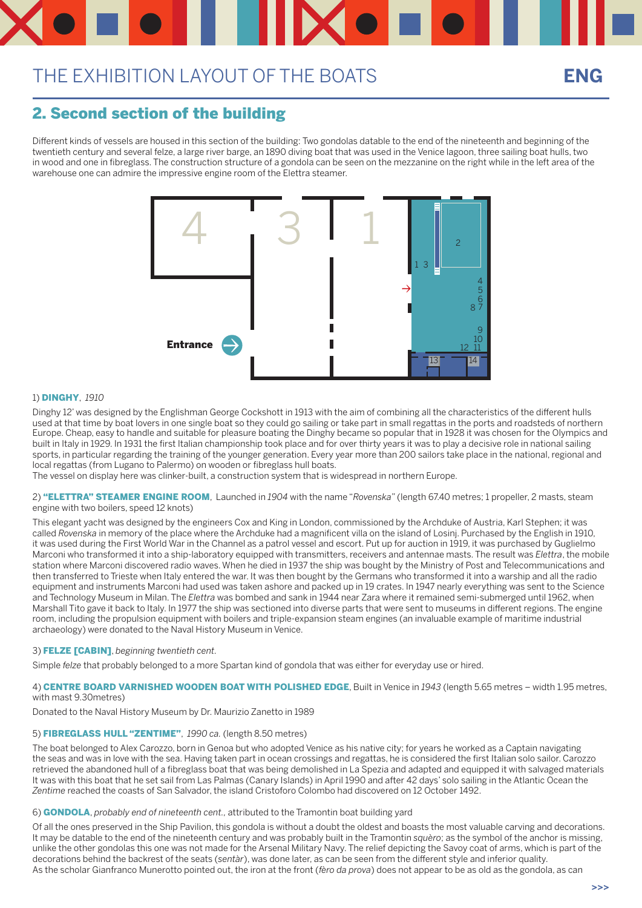# THE EXHIBITION LAYOUT OF THE BOATS

**ENG**

## 2. Second section of the building

Different kinds of vessels are housed in this section of the building: Two gondolas datable to the end of the nineteenth and beginning of the twentieth century and several felze, a large river barge, an 1890 diving boat that was used in the Venice lagoon, three sailing boat hulls, two in wood and one in fibreglass. The construction structure of a gondola can be seen on the mezzanine on the right while in the left area of the warehouse one can admire the impressive engine room of the Elettra steamer.

4 3 1 2 1 3 4 5 6 8 7 9 10 12 11 13 14

**Entrance**

1) **DINGHY**, *1910*

Dinghy 12' was designed by the Englishman George Cockshott in 1913 with the aim of combining all the characteristics of the different hulls used at that time by boat lovers in one single boat so they could go sailing or take part in small regattas in the ports and roadsteds of northern Europe. Cheap, easy to handle and suitable for pleasure boating the Dinghy became so popular that in 1928 it was chosen for the Olympics and built in Italy in 1929. In 1931 the first Italian championship took place and for over thirty years it was to play a decisive role in national sailing sports, in particular regarding the training of the younger generation. Every year more than 200 sailors take place in the national, regional and local regattas (from Lugano to Palermo) on wooden or fibreglass hull boats.
The vessel on display here was clinker-built, a construction system that is widespread in northern Europe.

2) **"ELETTRA" STEAMER ENGINE ROOM**, Launched in *1904* with the name "*Rovenska*" (length 67.40 metres; 1 propeller, 2 masts, steam engine with two boilers, speed 12 knots)

This elegant yacht was designed by the engineers Cox and King in London, commissioned by the Archduke of Austria, Karl Stephen; it was called *Rovenska* in memory of the place where the Archduke had a magnificent villa on the island of Losinj. Purchased by the English in 1910, it was used during the First World War in the Channel as a patrol vessel and escort. Put up for auction in 1919, it was purchased by Guglielmo Marconi who transformed it into a ship-laboratory equipped with transmitters, receivers and antennae masts. The result was *Elettra*, the mobile station where Marconi discovered radio waves. When he died in 1937 the ship was bought by the Ministry of Post and Telecommunications and then transferred to Trieste when Italy entered the war. It was then bought by the Germans who transformed it into a warship and all the radio equipment and instruments Marconi had used was taken ashore and packed up in 19 crates. In 1947 nearly everything was sent to the Science and Technology Museum in Milan. The *Elettra* was bombed and sank in 1944 near Zara where it remained semi-submerged until 1962, when Marshall Tito gave it back to Italy. In 1977 the ship was sectioned into diverse parts that were sent to museums in different regions. The engine room, including the propulsion equipment with boilers and triple-expansion steam engines (an invaluable example of maritime industrial archaeology) were donated to the Naval History Museum in Venice.

3) **FELZE [CABIN]**, *beginning twentieth cent.*

Simple *felze* that probably belonged to a more Spartan kind of gondola that was either for everyday use or hired.

4) **CENTRE BOARD VARNISHED WOODEN BOAT WITH POLISHED EDGE**, Built in Venice in *1943* (length 5.65 metres – width 1.95 metres, with mast 9.30metres)

Donated to the Naval History Museum by Dr. Maurizio Zanetto in 1989

5) **FIBREGLASS HULL "ZENTIME"**, *1990 ca.* (length 8.50 metres)

The boat belonged to Alex Carozzo, born in Genoa but who adopted Venice as his native city; for years he worked as a Captain navigating the seas and was in love with the sea. Having taken part in ocean crossings and regattas, he is considered the first Italian solo sailor. Carozzo retrieved the abandoned hull of a fibreglass boat that was being demolished in La Spezia and adapted and equipped it with salvaged materials It was with this boat that he set sail from Las Palmas (Canary Islands) in April 1990 and after 42 days' solo sailing in the Atlantic Ocean the *Zentime* reached the coasts of San Salvador, the island Cristoforo Colombo had discovered on 12 October 1492.

6) **GONDOLA**, *probably end of nineteenth cent.*, attributed to the Tramontin boat building yard

Of all the ones preserved in the Ship Pavilion, this gondola is without a doubt the oldest and boasts the most valuable carving and decorations. It may be datable to the end of the nineteenth century and was probably built in the Tramontin *squèro*; as the symbol of the anchor is missing, unlike the other gondolas this one was not made for the Arsenal Military Navy. The relief depicting the Savoy coat of arms, which is part of the decorations behind the backrest of the seats (*sentàr*), was done later, as can be seen from the different style and inferior quality.
As the scholar Gianfranco Munerotto pointed out, the iron at the front (*fèro da prova*) does not appear to be as old as the gondola, as can

>>>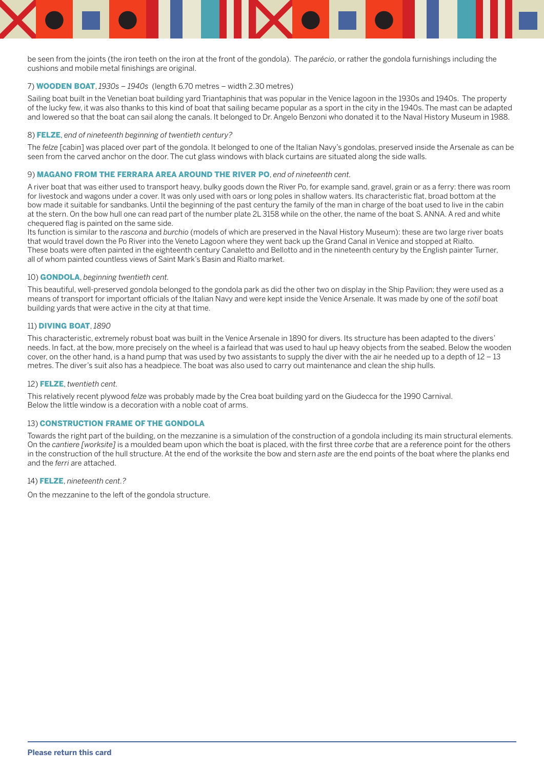be seen from the joints (the iron teeth on the iron at the front of the gondola). The *parécio*, or rather the gondola furnishings including the cushions and mobile metal finishings are original.

7) **WOODEN BOAT**, *1930s – 1940s* (length 6.70 metres – width 2.30 metres)

Sailing boat built in the Venetian boat building yard Triantaphinis that was popular in the Venice lagoon in the 1930s and 1940s. The property of the lucky few, it was also thanks to this kind of boat that sailing became popular as a sport in the city in the 1940s. The mast can be adapted and lowered so that the boat can sail along the canals. It belonged to Dr. Angelo Benzoni who donated it to the Naval History Museum in 1988.

8) **FELZE**, *end of nineteenth beginning of twentieth century?*

The *felze* [cabin] was placed over part of the gondola. It belonged to one of the Italian Navy's gondolas, preserved inside the Arsenale as can be seen from the carved anchor on the door. The cut glass windows with black curtains are situated along the side walls.

9) **MAGANO FROM THE FERRARA AREA AROUND THE RIVER PO**, *end of nineteenth cent.*

A river boat that was either used to transport heavy, bulky goods down the River Po, for example sand, gravel, grain or as a ferry: there was room for livestock and wagons under a cover. It was only used with oars or long poles in shallow waters. Its characteristic flat, broad bottom at the bow made it suitable for sandbanks. Until the beginning of the past century the family of the man in charge of the boat used to live in the cabin at the stern. On the bow hull one can read part of the number plate 2L 3158 while on the other, the name of the boat S. ANNA. A red and white chequered flag is painted on the same side.
Its function is similar to the *rascona* and *burchio* (models of which are preserved in the Naval History Museum): these are two large river boats that would travel down the Po River into the Veneto Lagoon where they went back up the Grand Canal in Venice and stopped at Rialto.
These boats were often painted in the eighteenth century Canaletto and Bellotto and in the nineteenth century by the English painter Turner, all of whom painted countless views of Saint Mark's Basin and Rialto market.

10) **GONDOLA**, *beginning twentieth cent.*

This beautiful, well-preserved gondola belonged to the gondola park as did the other two on display in the Ship Pavilion; they were used as a means of transport for important officials of the Italian Navy and were kept inside the Venice Arsenale. It was made by one of the *sotil* boat building yards that were active in the city at that time.

11) **DIVING BOAT**, *1890*

This characteristic, extremely robust boat was built in the Venice Arsenale in 1890 for divers. Its structure has been adapted to the divers' needs. In fact, at the bow, more precisely on the wheel is a fairlead that was used to haul up heavy objects from the seabed. Below the wooden cover, on the other hand, is a hand pump that was used by two assistants to supply the diver with the air he needed up to a depth of 12 – 13 metres. The diver's suit also has a headpiece. The boat was also used to carry out maintenance and clean the ship hulls.

12) **FELZE**, *twentieth cent.*

This relatively recent plywood *felze* was probably made by the Crea boat building yard on the Giudecca for the 1990 Carnival.
Below the little window is a decoration with a noble coat of arms.

13) **CONSTRUCTION FRAME OF THE GONDOLA**

Towards the right part of the building, on the mezzanine is a simulation of the construction of a gondola including its main structural elements. On the *cantiere [worksite]* is a moulded beam upon which the boat is placed, with the first three *corbe* that are a reference point for the others in the construction of the hull structure. At the end of the worksite the bow and stern *aste* are the end points of the boat where the planks end and the *ferri* are attached.

14) **FELZE**, *nineteenth cent.?*

On the mezzanine to the left of the gondola structure.

**Please return this card**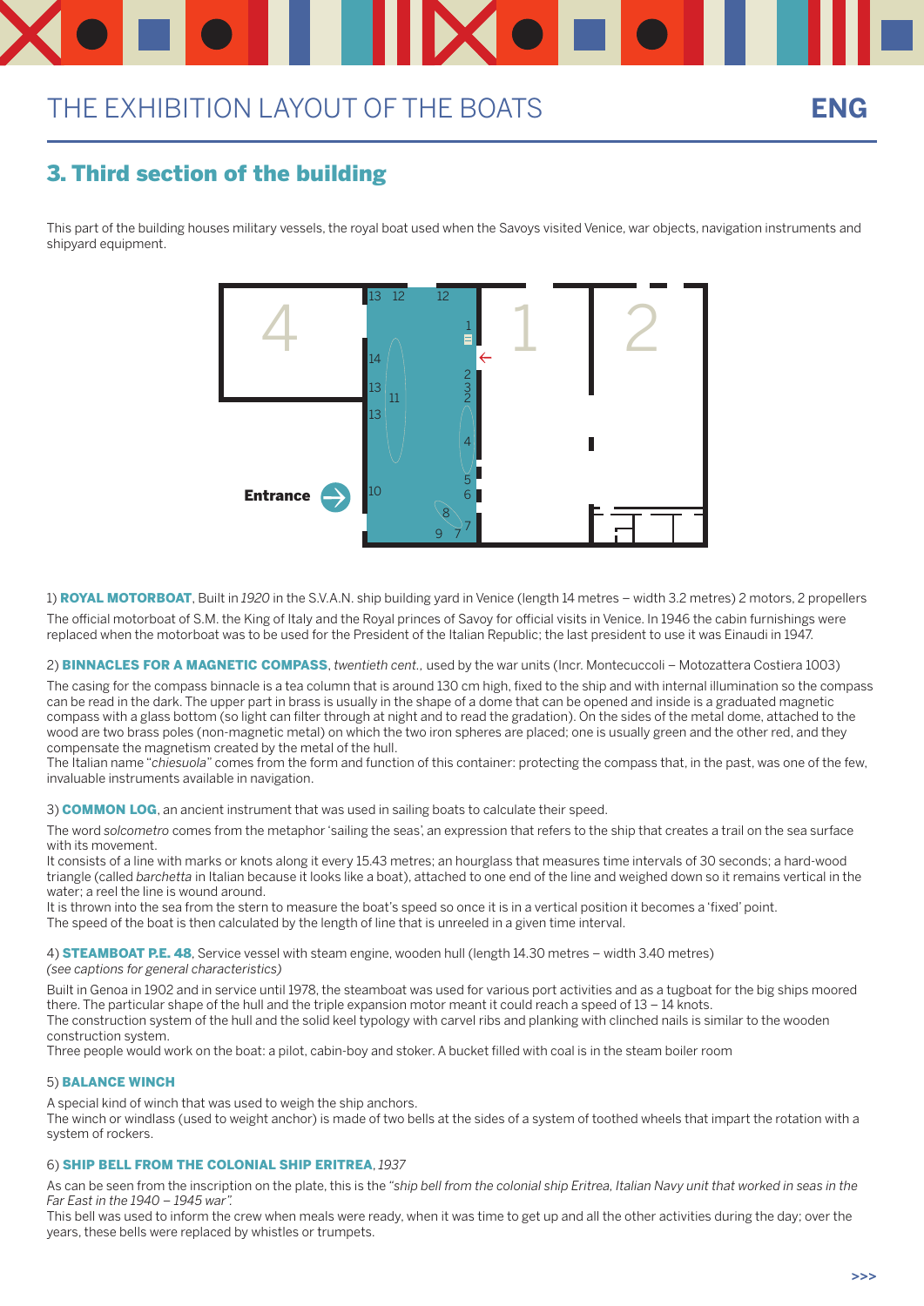# THE EXHIBITION LAYOUT OF THE BOATS

## 3. Third section of the building

This part of the building houses military vessels, the royal boat used when the Savoys visited Venice, war objects, navigation instruments and shipyard equipment.

Entrance

1) **ROYAL MOTORBOAT**, Built in *1920* in the S.V.A.N. ship building yard in Venice (length 14 metres – width 3.2 metres) 2 motors, 2 propellers

The official motorboat of S.M. the King of Italy and the Royal princes of Savoy for official visits in Venice. In 1946 the cabin furnishings were replaced when the motorboat was to be used for the President of the Italian Republic; the last president to use it was Einaudi in 1947.

2) **BINNACLES FOR A MAGNETIC COMPASS**, *twentieth cent.*, used by the war units (Incr. Montecuccoli – Motozattera Costiera 1003)

The casing for the compass binnacle is a tea column that is around 130 cm high, fixed to the ship and with internal illumination so the compass can be read in the dark. The upper part in brass is usually in the shape of a dome that can be opened and inside is a graduated magnetic compass with a glass bottom (so light can filter through at night and to read the gradation). On the sides of the metal dome, attached to the wood are two brass poles (non-magnetic metal) on which the two iron spheres are placed; one is usually green and the other red, and they compensate the magnetism created by the metal of the hull.
The Italian name "*chiesuola*" comes from the form and function of this container: protecting the compass that, in the past, was one of the few, invaluable instruments available in navigation.

3) **COMMON LOG**, an ancient instrument that was used in sailing boats to calculate their speed.

The word *solcometro* comes from the metaphor 'sailing the seas', an expression that refers to the ship that creates a trail on the sea surface with its movement.
It consists of a line with marks or knots along it every 15.43 metres; an hourglass that measures time intervals of 30 seconds; a hard-wood triangle (called *barchetta* in Italian because it looks like a boat), attached to one end of the line and weighed down so it remains vertical in the water; a reel the line is wound around.
It is thrown into the sea from the stern to measure the boat's speed so once it is in a vertical position it becomes a 'fixed' point.
The speed of the boat is then calculated by the length of line that is unreeled in a given time interval.

4) **STEAMBOAT P.E. 48**, Service vessel with steam engine, wooden hull (length 14.30 metres – width 3.40 metres)
*(see captions for general characteristics)*

Built in Genoa in 1902 and in service until 1978, the steamboat was used for various port activities and as a tugboat for the big ships moored there. The particular shape of the hull and the triple expansion motor meant it could reach a speed of 13 – 14 knots.
The construction system of the hull and the solid keel typology with carvel ribs and planking with clinched nails is similar to the wooden construction system.
Three people would work on the boat: a pilot, cabin-boy and stoker. A bucket filled with coal is in the steam boiler room

5) **BALANCE WINCH**

A special kind of winch that was used to weigh the ship anchors.
The winch or windlass (used to weight anchor) is made of two bells at the sides of a system of toothed wheels that impart the rotation with a system of rockers.

6) **SHIP BELL FROM THE COLONIAL SHIP ERITREA**, *1937*

As can be seen from the inscription on the plate, this is the *"ship bell from the colonial ship Eritrea, Italian Navy unit that worked in seas in the Far East in the 1940 – 1945 war"*.
This bell was used to inform the crew when meals were ready, when it was time to get up and all the other activities during the day; over the years, these bells were replaced by whistles or trumpets.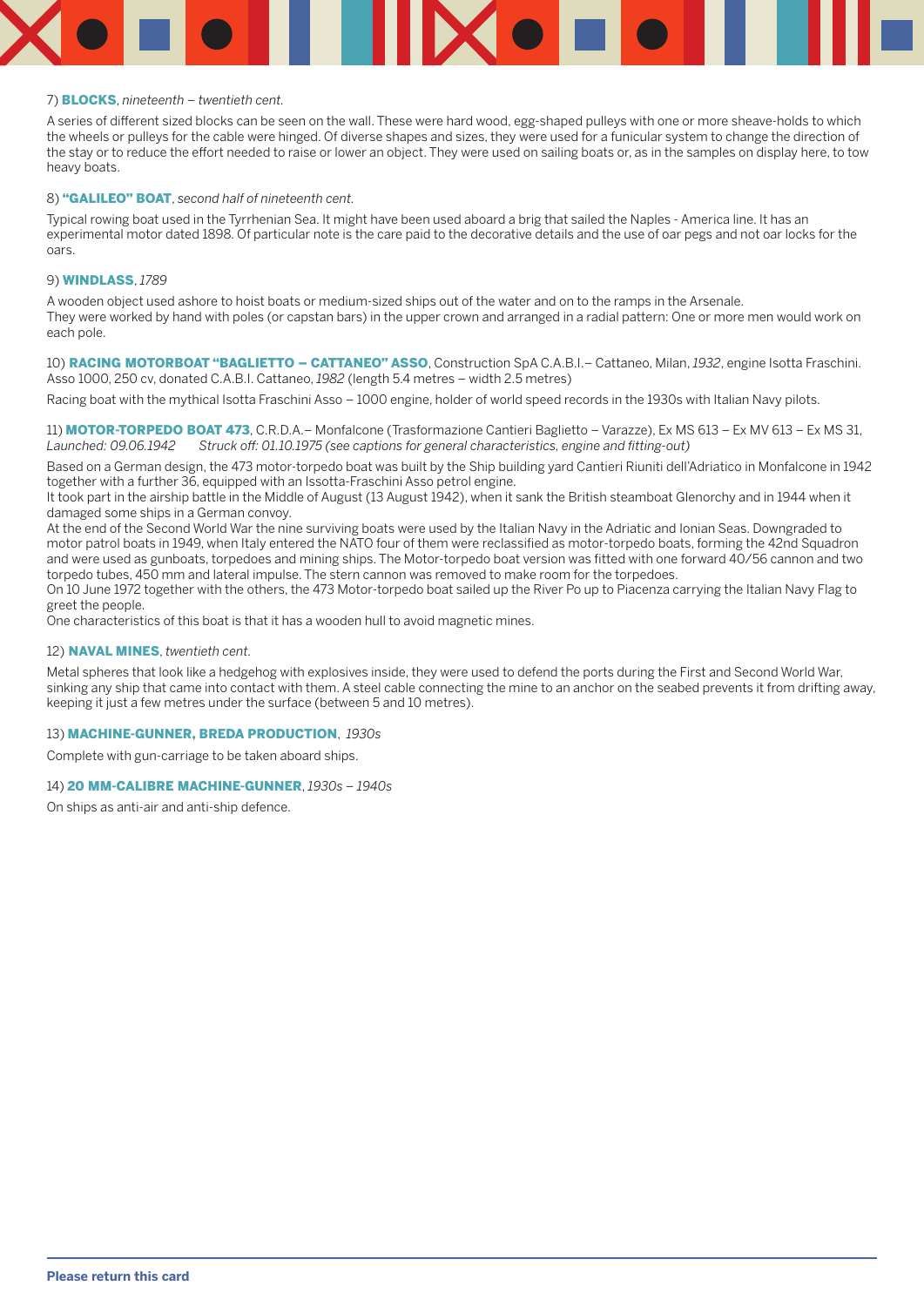7) **BLOCKS**, *nineteenth – twentieth cent.*

A series of different sized blocks can be seen on the wall. These were hard wood, egg-shaped pulleys with one or more sheave-holds to which the wheels or pulleys for the cable were hinged. Of diverse shapes and sizes, they were used for a funicular system to change the direction of the stay or to reduce the effort needed to raise or lower an object. They were used on sailing boats or, as in the samples on display here, to tow heavy boats.

8) **"GALILEO" BOAT**, *second half of nineteenth cent.*

Typical rowing boat used in the Tyrrhenian Sea. It might have been used aboard a brig that sailed the Naples - America line. It has an experimental motor dated 1898. Of particular note is the care paid to the decorative details and the use of oar pegs and not oar locks for the oars.

9) **WINDLASS**, *1789*

A wooden object used ashore to hoist boats or medium-sized ships out of the water and on to the ramps in the Arsenale.
They were worked by hand with poles (or capstan bars) in the upper crown and arranged in a radial pattern: One or more men would work on each pole.

10) **RACING MOTORBOAT "BAGLIETTO – CATTANEO" ASSO**, Construction SpA C.A.B.I.– Cattaneo, Milan, *1932*, engine Isotta Fraschini. Asso 1000, 250 cv, donated C.A.B.I. Cattaneo, *1982* (length 5.4 metres – width 2.5 metres)

Racing boat with the mythical Isotta Fraschini Asso – 1000 engine, holder of world speed records in the 1930s with Italian Navy pilots.

11) **MOTOR-TORPEDO BOAT 473**, C.R.D.A.– Monfalcone (Trasformazione Cantieri Baglietto – Varazze), Ex MS 613 – Ex MV 613 – Ex MS 31, *Launched: 09.06.1942 Struck off: 01.10.1975 (see captions for general characteristics, engine and fitting-out)*

Based on a German design, the 473 motor-torpedo boat was built by the Ship building yard Cantieri Riuniti dell'Adriatico in Monfalcone in 1942 together with a further 36, equipped with an Issotta-Fraschini Asso petrol engine.
It took part in the airship battle in the Middle of August (13 August 1942), when it sank the British steamboat Glenorchy and in 1944 when it damaged some ships in a German convoy.
At the end of the Second World War the nine surviving boats were used by the Italian Navy in the Adriatic and Ionian Seas. Downgraded to motor patrol boats in 1949, when Italy entered the NATO four of them were reclassified as motor-torpedo boats, forming the 42nd Squadron and were used as gunboats, torpedoes and mining ships. The Motor-torpedo boat version was fitted with one forward 40/56 cannon and two torpedo tubes, 450 mm and lateral impulse. The stern cannon was removed to make room for the torpedoes.
On 10 June 1972 together with the others, the 473 Motor-torpedo boat sailed up the River Po up to Piacenza carrying the Italian Navy Flag to greet the people.
One characteristics of this boat is that it has a wooden hull to avoid magnetic mines.

12) **NAVAL MINES**, *twentieth cent.*

Metal spheres that look like a hedgehog with explosives inside, they were used to defend the ports during the First and Second World War, sinking any ship that came into contact with them. A steel cable connecting the mine to an anchor on the seabed prevents it from drifting away, keeping it just a few metres under the surface (between 5 and 10 metres).

13) **MACHINE-GUNNER, BREDA PRODUCTION**, *1930s*

Complete with gun-carriage to be taken aboard ships.

14) **20 MM-CALIBRE MACHINE-GUNNER**, *1930s – 1940s*

On ships as anti-air and anti-ship defence.

**Please return this card**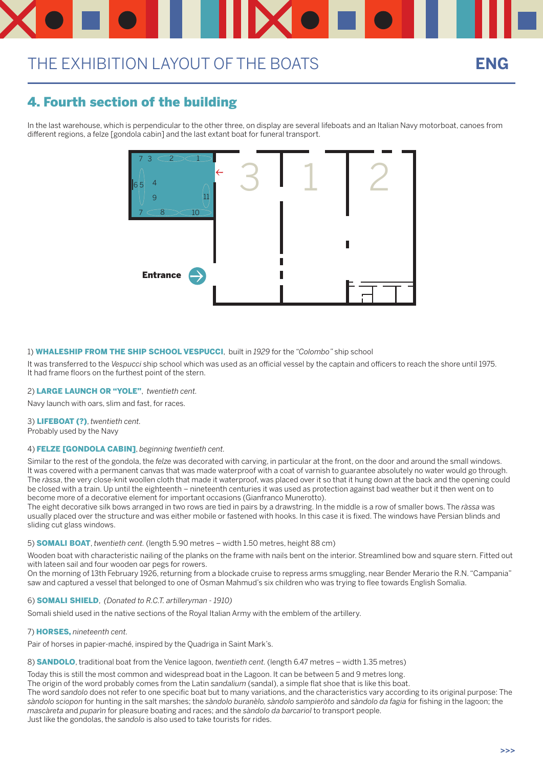## 4. Fourth section of the building

In the last warehouse, which is perpendicular to the other three, on display are several lifeboats and an Italian Navy motorboat, canoes from different regions, a felze [gondola cabin] and the last extant boat for funeral transport.

Entrance

1) **WHALESHIP FROM THE SHIP SCHOOL VESPUCCI**, built in *1929* for the *"Colombo"* ship school

It was transferred to the *Vespucci* ship school which was used as an official vessel by the captain and officers to reach the shore until 1975. It had frame floors on the furthest point of the stern.

2) **LARGE LAUNCH OR "YOLE"**, *twentieth cent.*

Navy launch with oars, slim and fast, for races.

3) **LIFEBOAT (?)**, *twentieth cent.*
Probably used by the Navy

4) **FELZE [GONDOLA CABIN]**, *beginning twentieth cent.*

Similar to the rest of the gondola, the *felze* was decorated with carving, in particular at the front, on the door and around the small windows. It was covered with a permanent canvas that was made waterproof with a coat of varnish to guarantee absolutely no water would go through. The *ràssa*, the very close-knit woollen cloth that made it waterproof, was placed over it so that it hung down at the back and the opening could be closed with a train. Up until the eighteenth – nineteenth centuries it was used as protection against bad weather but it then went on to become more of a decorative element for important occasions (Gianfranco Munerotto).
The eight decorative silk bows arranged in two rows are tied in pairs by a drawstring. In the middle is a row of smaller bows. The *ràssa* was usually placed over the structure and was either mobile or fastened with hooks. In this case it is fixed. The windows have Persian blinds and sliding cut glass windows.

5) **SOMALI BOAT**, *twentieth cent.* (length 5.90 metres – width 1.50 metres, height 88 cm)

Wooden boat with characteristic nailing of the planks on the frame with nails bent on the interior. Streamlined bow and square stern. Fitted out with lateen sail and four wooden oar pegs for rowers.
On the morning of 13th February 1926, returning from a blockade cruise to repress arms smuggling, near Bender Merario the R.N. "Campania" saw and captured a vessel that belonged to one of Osman Mahmud's six children who was trying to flee towards English Somalia.

6) **SOMALI SHIELD**, *(Donated to R.C.T. artilleryman - 1910)*

Somali shield used in the native sections of the Royal Italian Army with the emblem of the artillery.

7) **HORSES**, *nineteenth cent.*

Pair of horses in papier-maché, inspired by the Quadriga in Saint Mark's.

8) **SANDOLO**, traditional boat from the Venice lagoon, *twentieth cent.* (length 6.47 metres – width 1.35 metres)

Today this is still the most common and widespread boat in the Lagoon. It can be between 5 and 9 metres long.
The origin of the word probably comes from the Latin *sandalium* (sandal), a simple flat shoe that is like this boat.
The word *sandolo* does not refer to one specific boat but to many variations, and the characteristics vary according to its original purpose: The *sàndolo sciopon* for hunting in the salt marshes; the *sàndolo buranèlo, sàndolo sampieròto* and *sàndolo da fagia* for fishing in the lagoon; the *mascàreta* and *puparìn* for pleasure boating and races; and the *sàndolo da barcariol* to transport people.
Just like the gondolas, the *sandolo* is also used to take tourists for rides.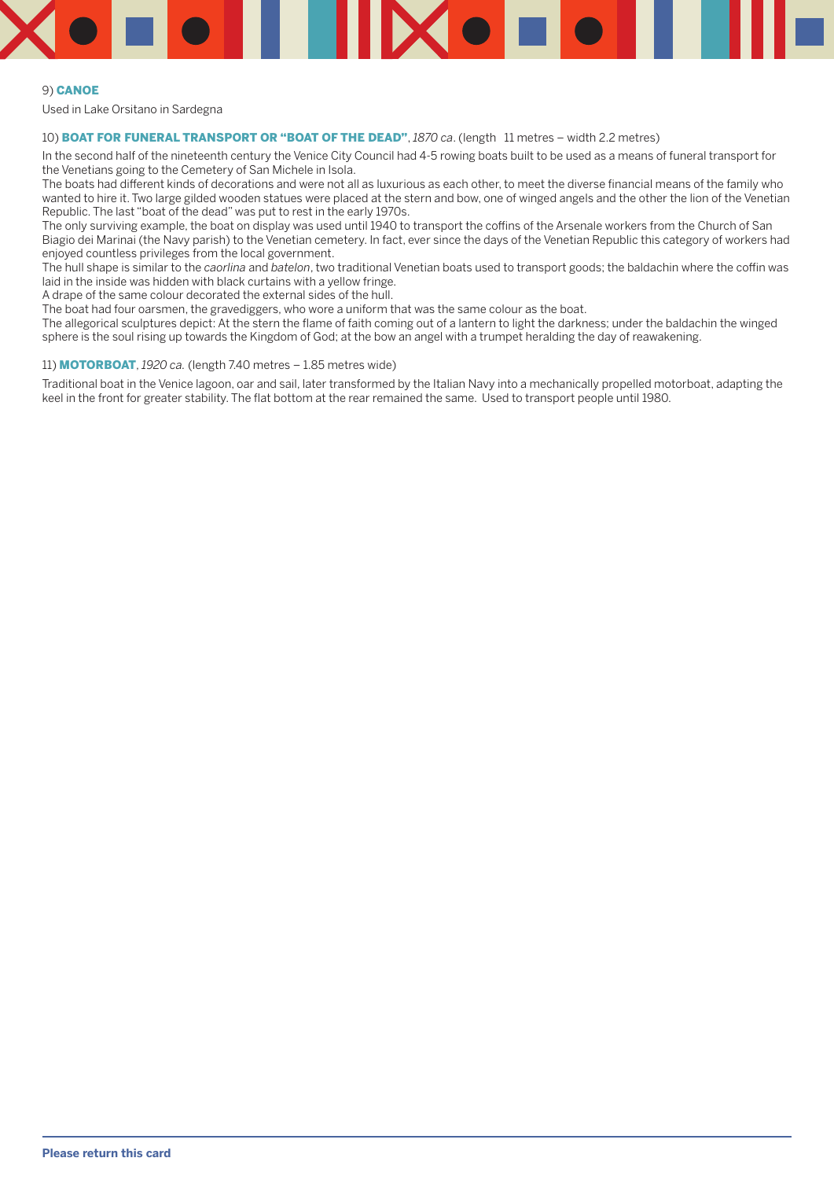9) **CANOE**

Used in Lake Orsitano in Sardegna

10) **BOAT FOR FUNERAL TRANSPORT OR "BOAT OF THE DEAD"**, *1870 ca*. (length 11 metres – width 2.2 metres)

In the second half of the nineteenth century the Venice City Council had 4-5 rowing boats built to be used as a means of funeral transport for the Venetians going to the Cemetery of San Michele in Isola.
The boats had different kinds of decorations and were not all as luxurious as each other, to meet the diverse financial means of the family who wanted to hire it. Two large gilded wooden statues were placed at the stern and bow, one of winged angels and the other the lion of the Venetian Republic. The last "boat of the dead" was put to rest in the early 1970s.
The only surviving example, the boat on display was used until 1940 to transport the coffins of the Arsenale workers from the Church of San Biagio dei Marinai (the Navy parish) to the Venetian cemetery. In fact, ever since the days of the Venetian Republic this category of workers had enjoyed countless privileges from the local government.
The hull shape is similar to the *caorlina* and *batelon*, two traditional Venetian boats used to transport goods; the baldachin where the coffin was laid in the inside was hidden with black curtains with a yellow fringe.
A drape of the same colour decorated the external sides of the hull.
The boat had four oarsmen, the gravediggers, who wore a uniform that was the same colour as the boat.
The allegorical sculptures depict: At the stern the flame of faith coming out of a lantern to light the darkness; under the baldachin the winged sphere is the soul rising up towards the Kingdom of God; at the bow an angel with a trumpet heralding the day of reawakening.

11) **MOTORBOAT**, *1920 ca.* (length 7.40 metres – 1.85 metres wide)

Traditional boat in the Venice lagoon, oar and sail, later transformed by the Italian Navy into a mechanically propelled motorboat, adapting the keel in the front for greater stability. The flat bottom at the rear remained the same. Used to transport people until 1980.

**Please return this card**